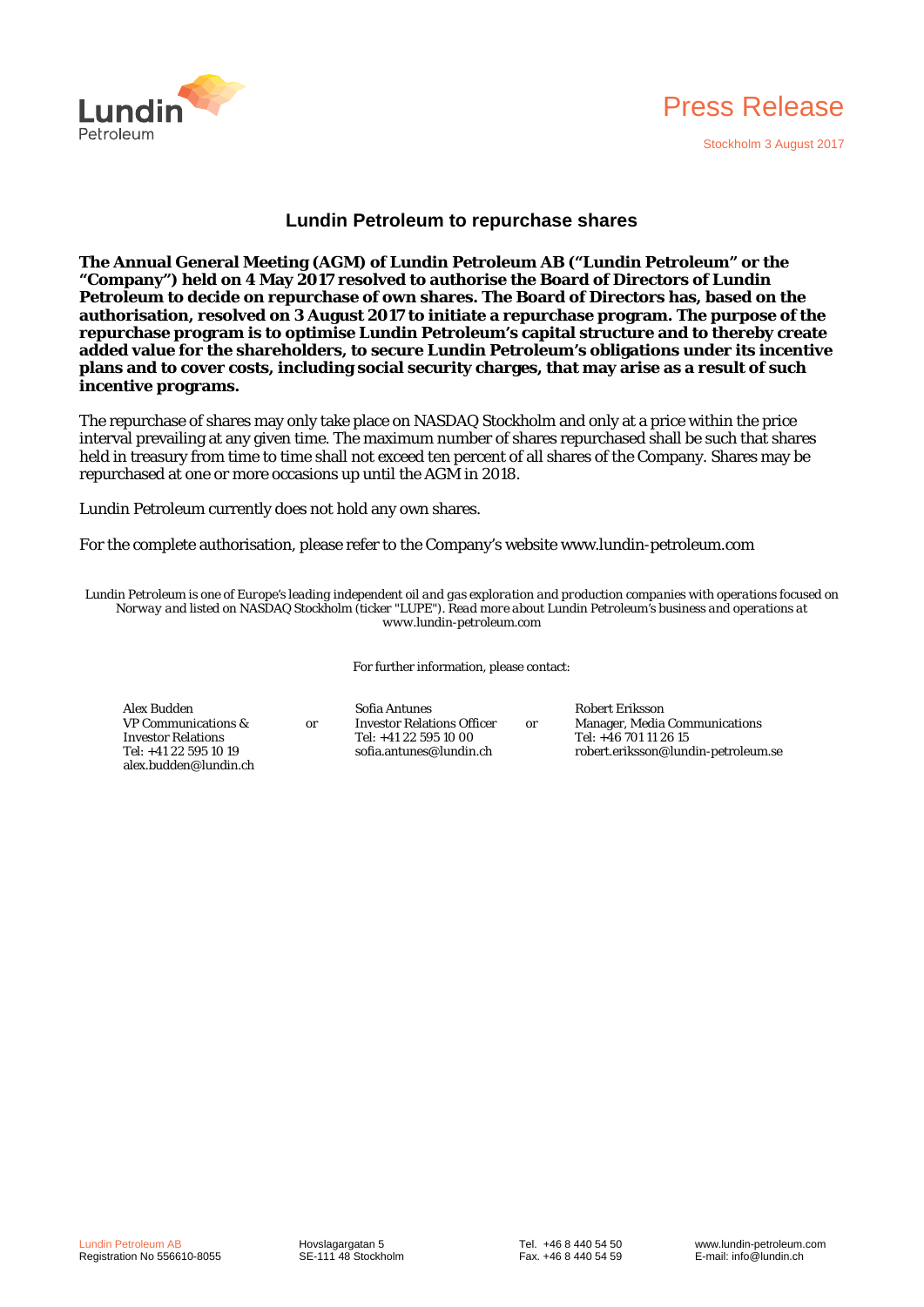Press Release

Stockholm 3 August 2017

# Lundin Petroleum to repurchase shares

**The Annual General Meeting (AGM) of Lundin Petroleum AB ("Lundin Petroleum" or the "Company") held on 4 May 2017 resolved to authorise the Board of Directors of Lundin Petroleum to decide on repurchase of own shares. The Board of Directors has, based on the authorisation, resolved on 3 August 2017 to initiate a repurchase program. The purpose of the repurchase program is to optimise Lundin Petroleum's capital structure and to thereby create added value for the shareholders, to secure Lundin Petroleum's obligations under its incentive plans and to cover costs, including social security charges, that may arise as a result of such incentive programs.**

The repurchase of shares may only take place on NASDAQ Stockholm and only at a price within the price interval prevailing at any given time. The maximum number of shares repurchased shall be such that shares held in treasury from time to time shall not exceed ten percent of all shares of the Company. Shares may be repurchased at one or more occasions up until the AGM in 2018.

Lundin Petroleum currently does not hold any own shares.

For the complete authorisation, please refer to the Company's website www.lundin-petroleum.com

*Lundin Petroleum is one of Europe's leading independent oil and gas exploration and production companies with operations focused on Norway and listed on NASDAQ Stockholm (ticker "LUPE"). Read more about Lundin Petroleum's business and operations at www.lundin-petroleum.com*

For further information, please contact:

Alex Budden
VP Communications & Investor Relations
Tel: +41 22 595 10 19
alex.budden@lundin.ch

or

Sofia Antunes
Investor Relations Officer
Tel: +41 22 595 10 00
sofia.antunes@lundin.ch

or

Robert Eriksson
Manager, Media Communications
Tel: +46 701 11 26 15
robert.eriksson@lundin-petroleum.se

Lundin Petroleum AB
Registration No 556610-8055

Hovslagargatan 5
SE-111 48 Stockholm

Tel. +46 8 440 54 50
Fax. +46 8 440 54 59

www.lundin-petroleum.com
E-mail: info@lundin.ch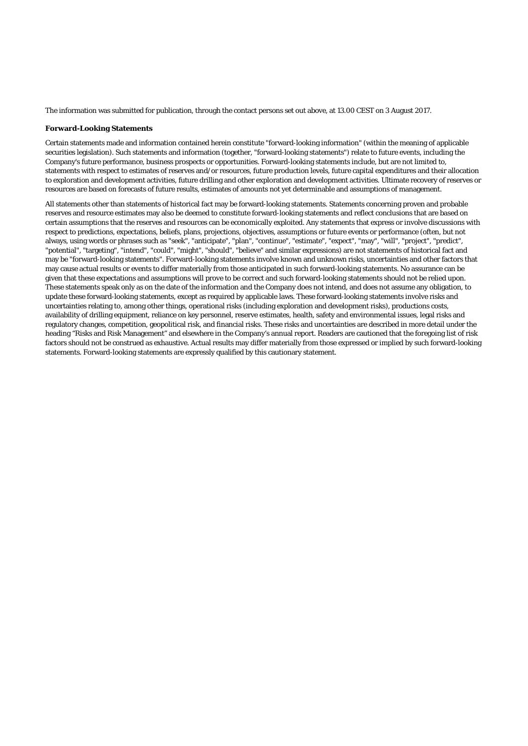The information was submitted for publication, through the contact persons set out above, at 13.00 CEST on 3 August 2017.

**Forward-Looking Statements**

Certain statements made and information contained herein constitute "forward-looking information" (within the meaning of applicable securities legislation). Such statements and information (together, "forward-looking statements") relate to future events, including the Company's future performance, business prospects or opportunities. Forward-looking statements include, but are not limited to, statements with respect to estimates of reserves and/or resources, future production levels, future capital expenditures and their allocation to exploration and development activities, future drilling and other exploration and development activities. Ultimate recovery of reserves or resources are based on forecasts of future results, estimates of amounts not yet determinable and assumptions of management.

All statements other than statements of historical fact may be forward-looking statements. Statements concerning proven and probable reserves and resource estimates may also be deemed to constitute forward-looking statements and reflect conclusions that are based on certain assumptions that the reserves and resources can be economically exploited. Any statements that express or involve discussions with respect to predictions, expectations, beliefs, plans, projections, objectives, assumptions or future events or performance (often, but not always, using words or phrases such as "seek", "anticipate", "plan", "continue", "estimate", "expect", "may", "will", "project", "predict", "potential", "targeting", "intend", "could", "might", "should", "believe" and similar expressions) are not statements of historical fact and may be "forward-looking statements". Forward-looking statements involve known and unknown risks, uncertainties and other factors that may cause actual results or events to differ materially from those anticipated in such forward-looking statements. No assurance can be given that these expectations and assumptions will prove to be correct and such forward-looking statements should not be relied upon. These statements speak only as on the date of the information and the Company does not intend, and does not assume any obligation, to update these forward-looking statements, except as required by applicable laws. These forward-looking statements involve risks and uncertainties relating to, among other things, operational risks (including exploration and development risks), productions costs, availability of drilling equipment, reliance on key personnel, reserve estimates, health, safety and environmental issues, legal risks and regulatory changes, competition, geopolitical risk, and financial risks. These risks and uncertainties are described in more detail under the heading "Risks and Risk Management" and elsewhere in the Company's annual report. Readers are cautioned that the foregoing list of risk factors should not be construed as exhaustive. Actual results may differ materially from those expressed or implied by such forward-looking statements. Forward-looking statements are expressly qualified by this cautionary statement.